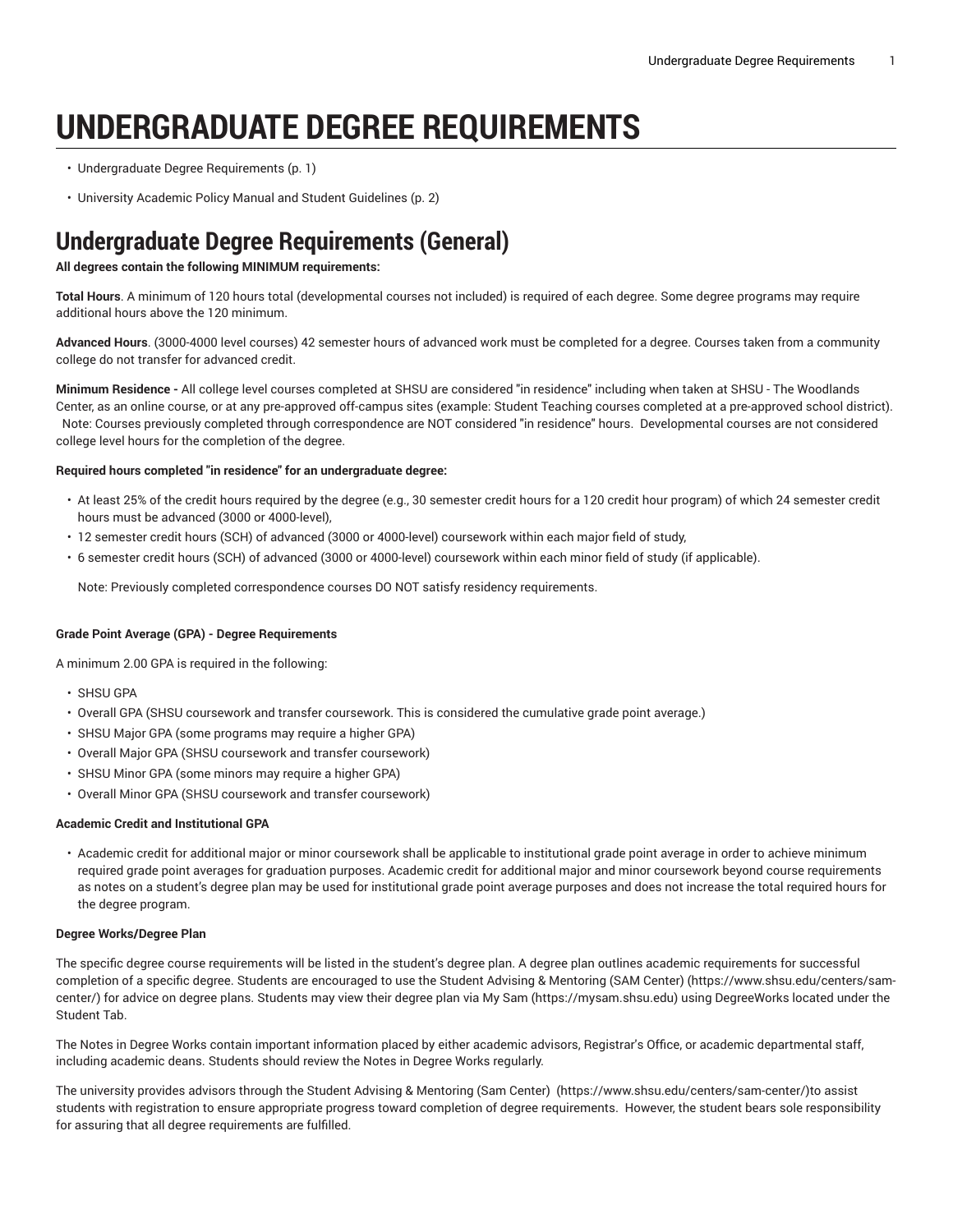# UNDERGRADUATE DEGREE REQUIREMENTS

- Undergraduate Degree Requirements (p. 1)
- University Academic Policy Manual and Student Guidelines (p. 2)

## Undergraduate Degree Requirements (General)

**All degrees contain the following MINIMUM requirements:**

**Total Hours**. A minimum of 120 hours total (developmental courses not included) is required of each degree. Some degree programs may require additional hours above the 120 minimum.

**Advanced Hours**. (3000-4000 level courses) 42 semester hours of advanced work must be completed for a degree. Courses taken from a community college do not transfer for advanced credit.

**Minimum Residence -** All college level courses completed at SHSU are considered "in residence" including when taken at SHSU - The Woodlands Center, as an online course, or at any pre-approved off-campus sites (example: Student Teaching courses completed at a pre-approved school district). Note: Courses previously completed through correspondence are NOT considered "in residence" hours. Developmental courses are not considered college level hours for the completion of the degree.

**Required hours completed "in residence" for an undergraduate degree:**

- At least 25% of the credit hours required by the degree (e.g., 30 semester credit hours for a 120 credit hour program) of which 24 semester credit hours must be advanced (3000 or 4000-level),
- 12 semester credit hours (SCH) of advanced (3000 or 4000-level) coursework within each major field of study,
- 6 semester credit hours (SCH) of advanced (3000 or 4000-level) coursework within each minor field of study (if applicable).

  Note: Previously completed correspondence courses DO NOT satisfy residency requirements.

**Grade Point Average (GPA) - Degree Requirements**

A minimum 2.00 GPA is required in the following:

- SHSU GPA
- Overall GPA (SHSU coursework and transfer coursework. This is considered the cumulative grade point average.)
- SHSU Major GPA (some programs may require a higher GPA)
- Overall Major GPA (SHSU coursework and transfer coursework)
- SHSU Minor GPA (some minors may require a higher GPA)
- Overall Minor GPA (SHSU coursework and transfer coursework)

**Academic Credit and Institutional GPA**

- Academic credit for additional major or minor coursework shall be applicable to institutional grade point average in order to achieve minimum required grade point averages for graduation purposes. Academic credit for additional major and minor coursework beyond course requirements as notes on a student's degree plan may be used for institutional grade point average purposes and does not increase the total required hours for the degree program.

**Degree Works/Degree Plan**

The specific degree course requirements will be listed in the student's degree plan. A degree plan outlines academic requirements for successful completion of a specific degree. Students are encouraged to use the Student Advising & Mentoring (SAM Center) (https://www.shsu.edu/centers/sam-center/) for advice on degree plans. Students may view their degree plan via My Sam (https://mysam.shsu.edu) using DegreeWorks located under the Student Tab.

The Notes in Degree Works contain important information placed by either academic advisors, Registrar's Office, or academic departmental staff, including academic deans. Students should review the Notes in Degree Works regularly.

The university provides advisors through the Student Advising & Mentoring (Sam Center) (https://www.shsu.edu/centers/sam-center/)to assist students with registration to ensure appropriate progress toward completion of degree requirements. However, the student bears sole responsibility for assuring that all degree requirements are fulfilled.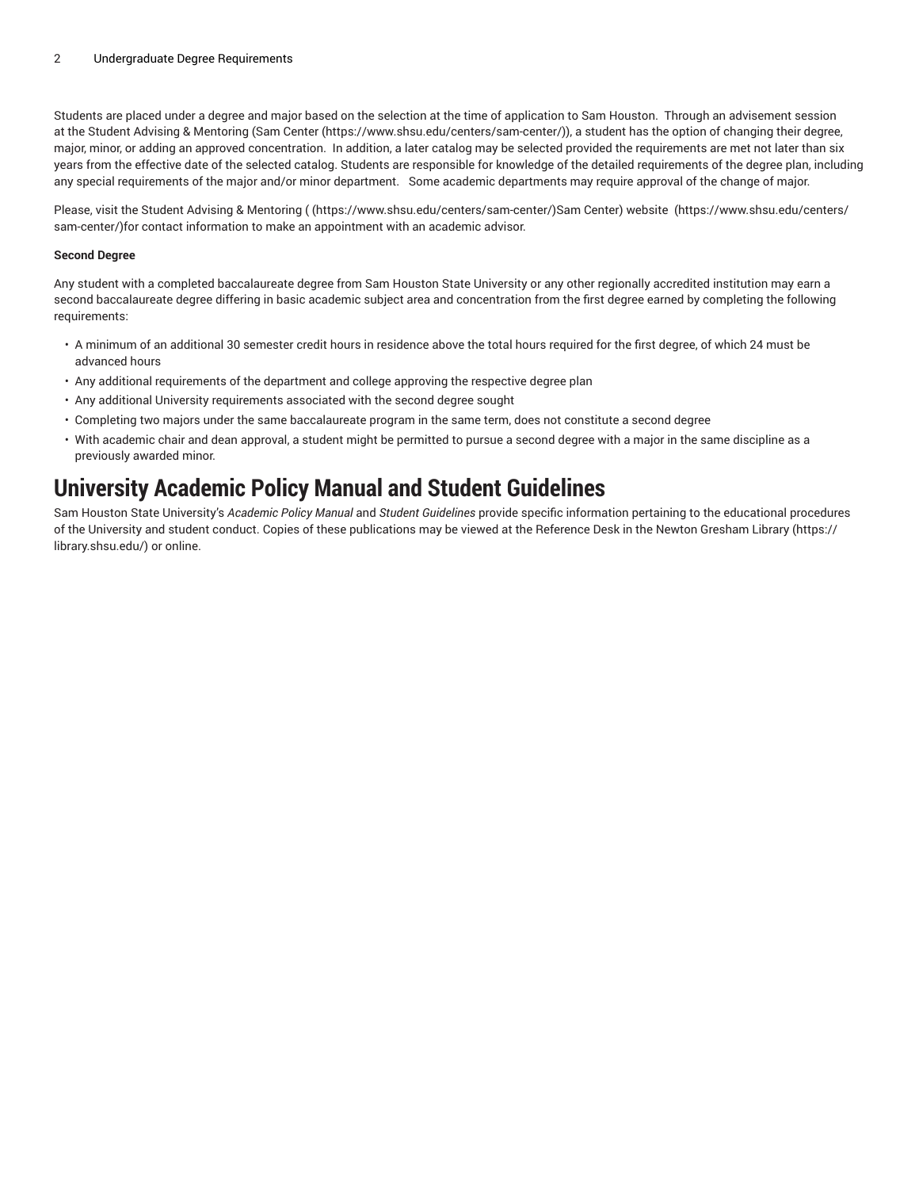Students are placed under a degree and major based on the selection at the time of application to Sam Houston. Through an advisement session at the Student Advising & Mentoring (Sam Center (https://www.shsu.edu/centers/sam-center/)), a student has the option of changing their degree, major, minor, or adding an approved concentration. In addition, a later catalog may be selected provided the requirements are met not later than six years from the effective date of the selected catalog. Students are responsible for knowledge of the detailed requirements of the degree plan, including any special requirements of the major and/or minor department. Some academic departments may require approval of the change of major.

Please, visit the Student Advising & Mentoring ( (https://www.shsu.edu/centers/sam-center/)Sam Center) website (https://www.shsu.edu/centers/sam-center/)for contact information to make an appointment with an academic advisor.

**Second Degree**

Any student with a completed baccalaureate degree from Sam Houston State University or any other regionally accredited institution may earn a second baccalaureate degree differing in basic academic subject area and concentration from the first degree earned by completing the following requirements:

- A minimum of an additional 30 semester credit hours in residence above the total hours required for the first degree, of which 24 must be advanced hours
- Any additional requirements of the department and college approving the respective degree plan
- Any additional University requirements associated with the second degree sought
- Completing two majors under the same baccalaureate program in the same term, does not constitute a second degree
- With academic chair and dean approval, a student might be permitted to pursue a second degree with a major in the same discipline as a previously awarded minor.

# University Academic Policy Manual and Student Guidelines

Sam Houston State University's *Academic Policy Manual* and *Student Guidelines* provide specific information pertaining to the educational procedures of the University and student conduct. Copies of these publications may be viewed at the Reference Desk in the Newton Gresham Library (https://library.shsu.edu/) or online.